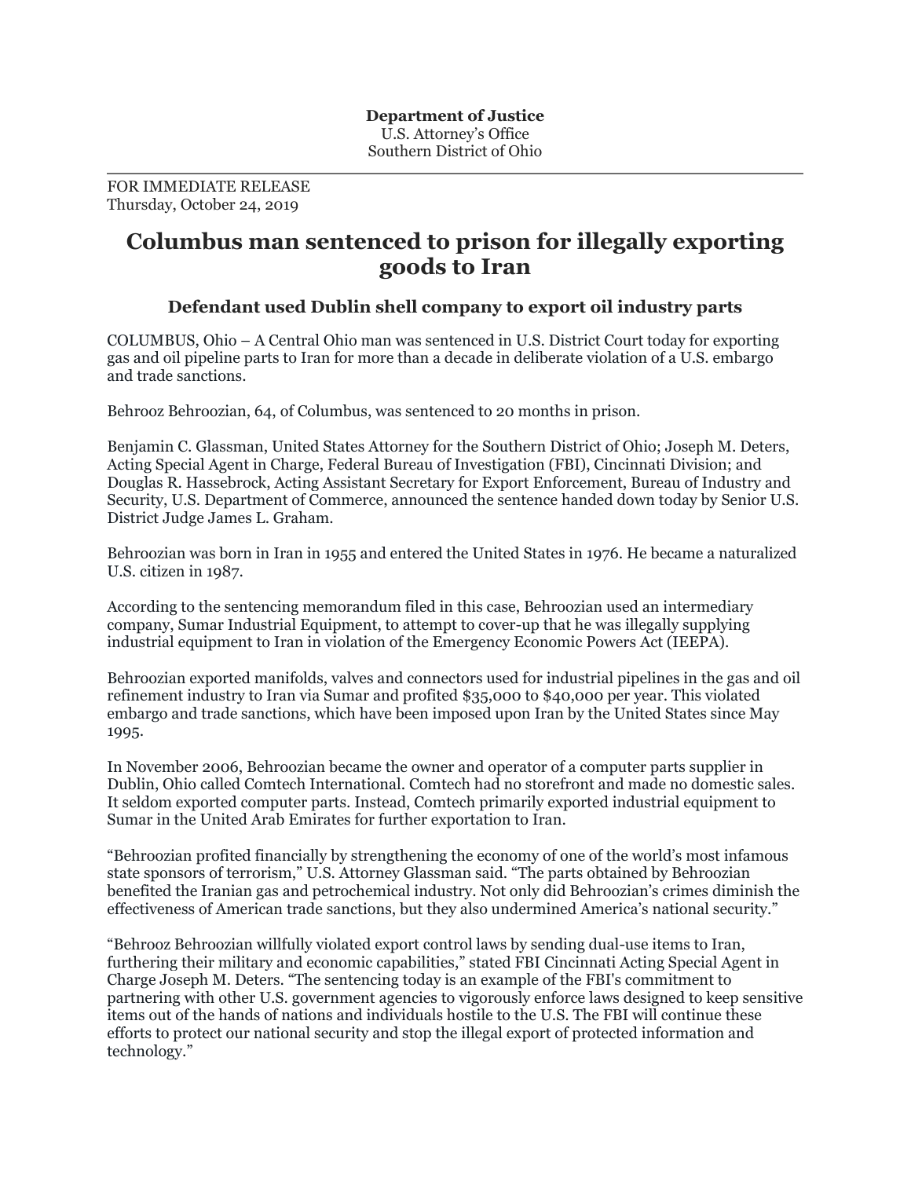**Department of Justice**
U.S. Attorney's Office
Southern District of Ohio

FOR IMMEDIATE RELEASE
Thursday, October 24, 2019

# Columbus man sentenced to prison for illegally exporting goods to Iran

### Defendant used Dublin shell company to export oil industry parts

COLUMBUS, Ohio – A Central Ohio man was sentenced in U.S. District Court today for exporting gas and oil pipeline parts to Iran for more than a decade in deliberate violation of a U.S. embargo and trade sanctions.

Behrooz Behroozian, 64, of Columbus, was sentenced to 20 months in prison.

Benjamin C. Glassman, United States Attorney for the Southern District of Ohio; Joseph M. Deters, Acting Special Agent in Charge, Federal Bureau of Investigation (FBI), Cincinnati Division; and Douglas R. Hassebrock, Acting Assistant Secretary for Export Enforcement, Bureau of Industry and Security, U.S. Department of Commerce, announced the sentence handed down today by Senior U.S. District Judge James L. Graham.

Behroozian was born in Iran in 1955 and entered the United States in 1976. He became a naturalized U.S. citizen in 1987.

According to the sentencing memorandum filed in this case, Behroozian used an intermediary company, Sumar Industrial Equipment, to attempt to cover-up that he was illegally supplying industrial equipment to Iran in violation of the Emergency Economic Powers Act (IEEPA).

Behroozian exported manifolds, valves and connectors used for industrial pipelines in the gas and oil refinement industry to Iran via Sumar and profited $35,000 to $40,000 per year. This violated embargo and trade sanctions, which have been imposed upon Iran by the United States since May 1995.

In November 2006, Behroozian became the owner and operator of a computer parts supplier in Dublin, Ohio called Comtech International. Comtech had no storefront and made no domestic sales. It seldom exported computer parts. Instead, Comtech primarily exported industrial equipment to Sumar in the United Arab Emirates for further exportation to Iran.

"Behroozian profited financially by strengthening the economy of one of the world's most infamous state sponsors of terrorism," U.S. Attorney Glassman said. "The parts obtained by Behroozian benefited the Iranian gas and petrochemical industry. Not only did Behroozian's crimes diminish the effectiveness of American trade sanctions, but they also undermined America's national security."

"Behrooz Behroozian willfully violated export control laws by sending dual-use items to Iran, furthering their military and economic capabilities," stated FBI Cincinnati Acting Special Agent in Charge Joseph M. Deters. "The sentencing today is an example of the FBI's commitment to partnering with other U.S. government agencies to vigorously enforce laws designed to keep sensitive items out of the hands of nations and individuals hostile to the U.S. The FBI will continue these efforts to protect our national security and stop the illegal export of protected information and technology."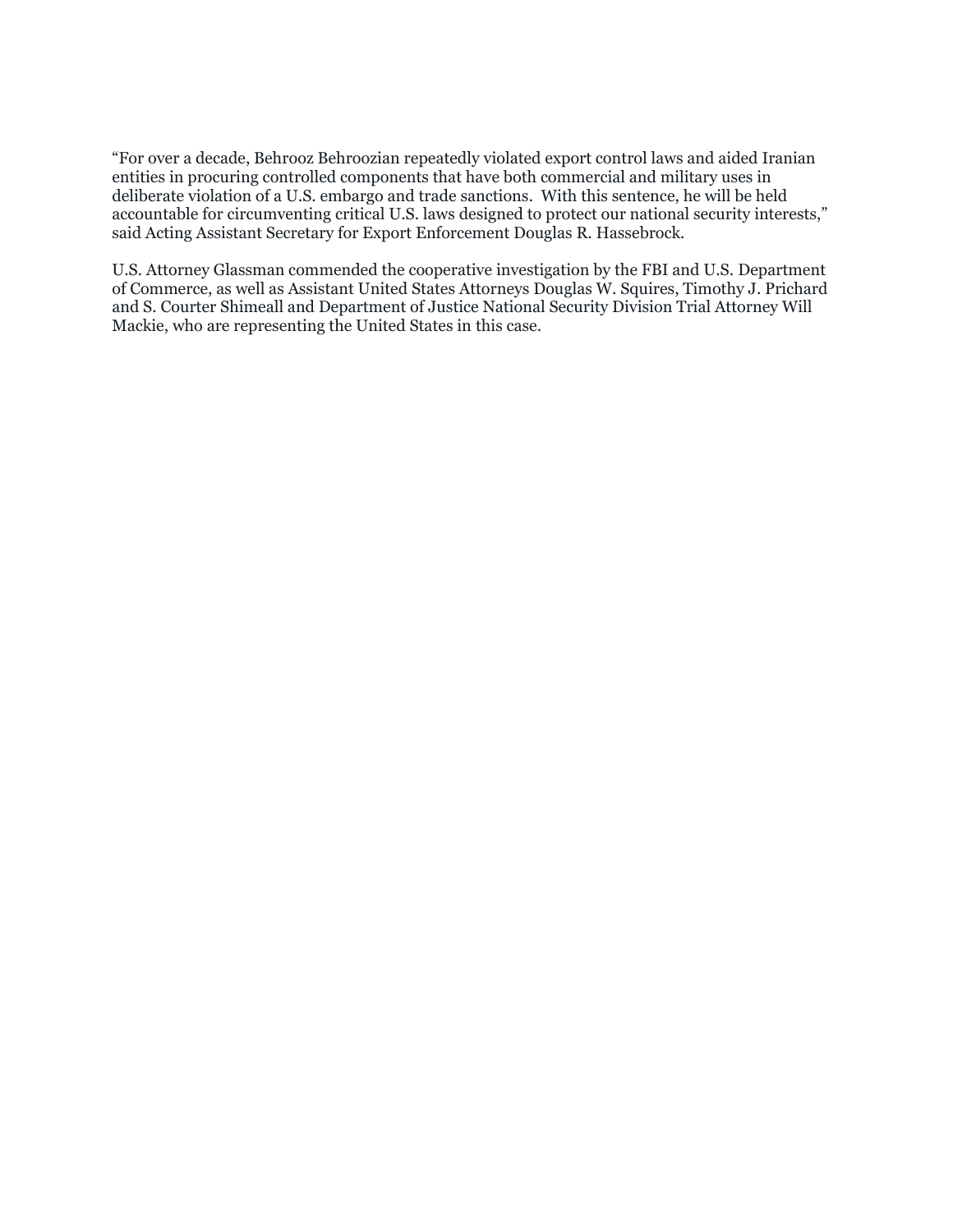"For over a decade, Behrooz Behroozian repeatedly violated export control laws and aided Iranian entities in procuring controlled components that have both commercial and military uses in deliberate violation of a U.S. embargo and trade sanctions. With this sentence, he will be held accountable for circumventing critical U.S. laws designed to protect our national security interests," said Acting Assistant Secretary for Export Enforcement Douglas R. Hassebrock.

U.S. Attorney Glassman commended the cooperative investigation by the FBI and U.S. Department of Commerce, as well as Assistant United States Attorneys Douglas W. Squires, Timothy J. Prichard and S. Courter Shimeall and Department of Justice National Security Division Trial Attorney Will Mackie, who are representing the United States in this case.